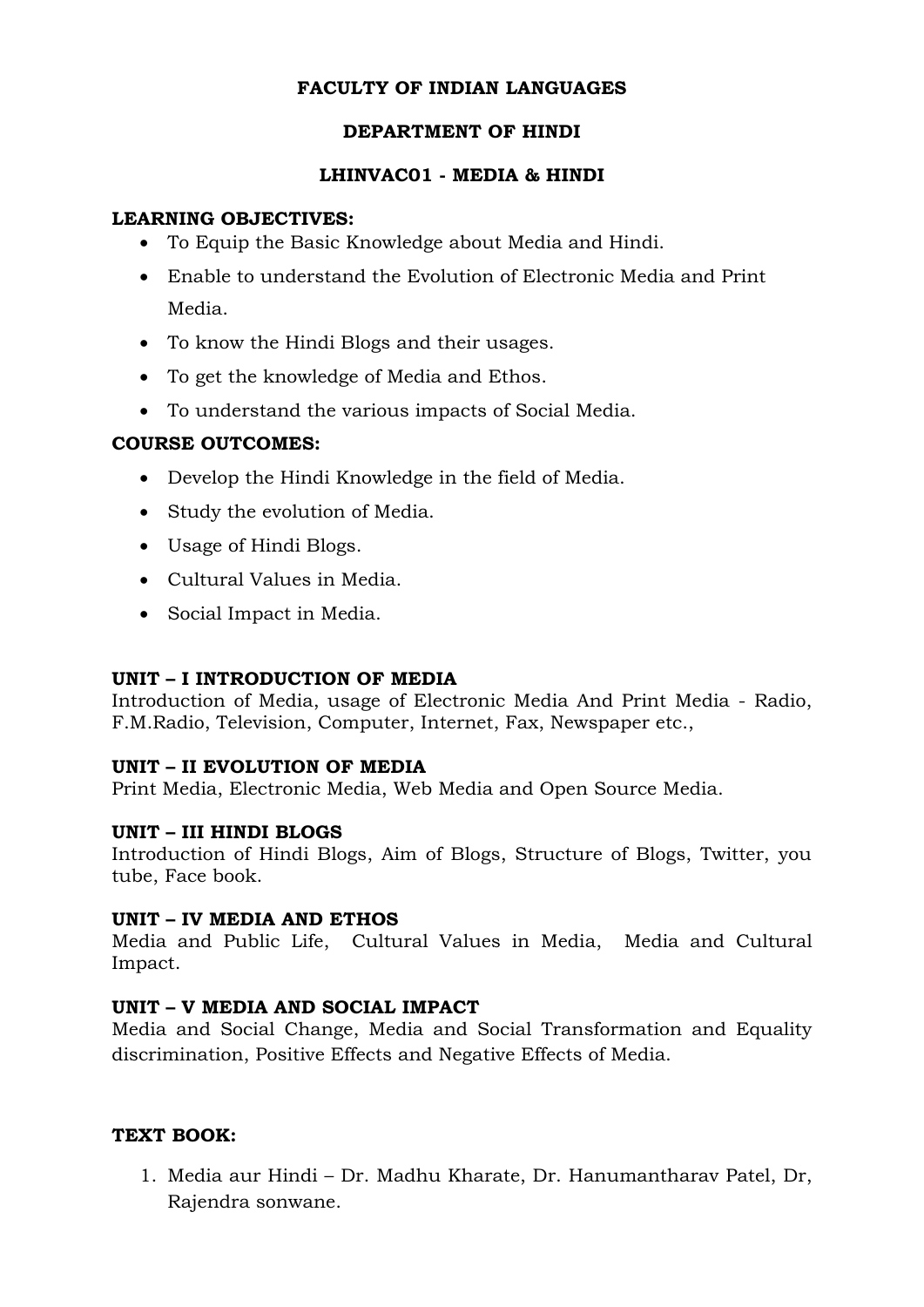# FACULTY OF INDIAN LANGUAGES

## DEPARTMENT OF HINDI

## LHINVAC01 - MEDIA & HINDI

**LEARNING OBJECTIVES:**

- To Equip the Basic Knowledge about Media and Hindi.
- Enable to understand the Evolution of Electronic Media and Print Media.
- To know the Hindi Blogs and their usages.
- To get the knowledge of Media and Ethos.
- To understand the various impacts of Social Media.

**COURSE OUTCOMES:**

- Develop the Hindi Knowledge in the field of Media.
- Study the evolution of Media.
- Usage of Hindi Blogs.
- Cultural Values in Media.
- Social Impact in Media.

**UNIT – I INTRODUCTION OF MEDIA**

Introduction of Media, usage of Electronic Media And Print Media - Radio, F.M.Radio, Television, Computer, Internet, Fax, Newspaper etc.,

**UNIT – II EVOLUTION OF MEDIA**

Print Media, Electronic Media, Web Media and Open Source Media.

**UNIT – III HINDI BLOGS**

Introduction of Hindi Blogs, Aim of Blogs, Structure of Blogs, Twitter, you tube, Face book.

**UNIT – IV MEDIA AND ETHOS**

Media and Public Life, Cultural Values in Media, Media and Cultural Impact.

**UNIT – V MEDIA AND SOCIAL IMPACT**

Media and Social Change, Media and Social Transformation and Equality discrimination, Positive Effects and Negative Effects of Media.

**TEXT BOOK:**

1. Media aur Hindi – Dr. Madhu Kharate, Dr. Hanumantharav Patel, Dr, Rajendra sonwane.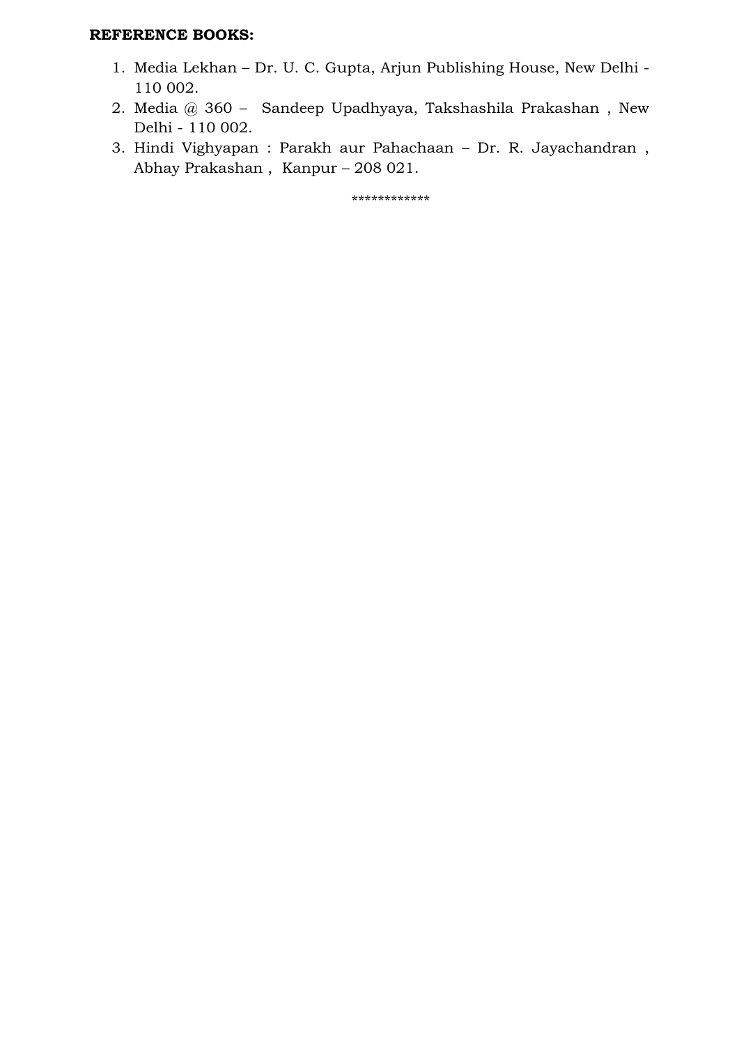**REFERENCE BOOKS:**

1. Media Lekhan – Dr. U. C. Gupta, Arjun Publishing House, New Delhi - 110 002.
2. Media @ 360 – Sandeep Upadhyaya, Takshashila Prakashan , New Delhi - 110 002.
3. Hindi Vighyapan : Parakh aur Pahachaan – Dr. R. Jayachandran , Abhay Prakashan , Kanpur – 208 021.

************